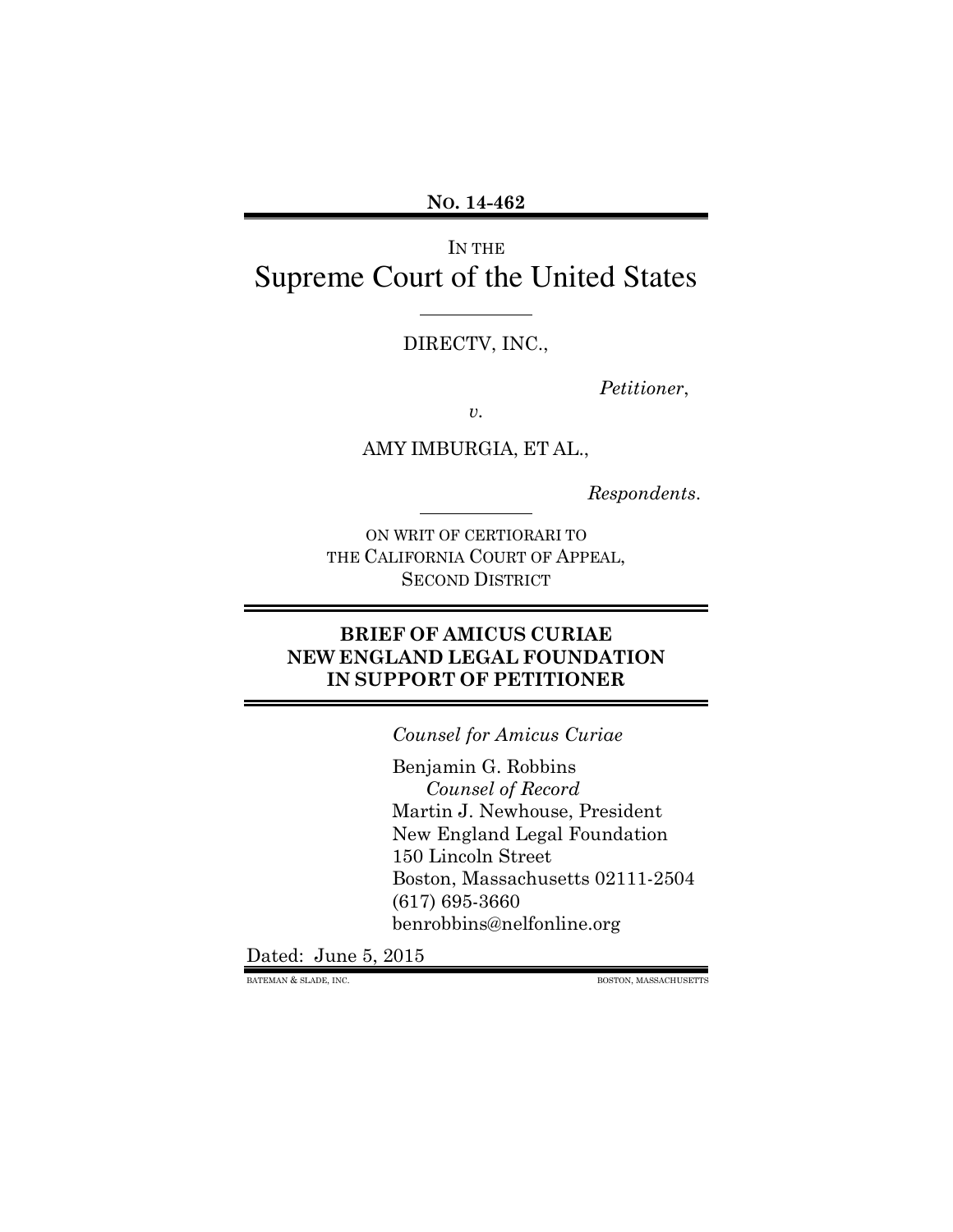**NO. 14-462**

IN THE

# Supreme Court of the United States

DIRECTV, INC.,

*Petitioner*,

*v.*

AMY IMBURGIA, ET AL.,

*Respondents*.

ON WRIT OF CERTIORARI TO
THE CALIFORNIA COURT OF APPEAL,
SECOND DISTRICT

## BRIEF OF AMICUS CURIAE NEW ENGLAND LEGAL FOUNDATION IN SUPPORT OF PETITIONER

*Counsel for Amicus Curiae*

Benjamin G. Robbins
*Counsel of Record*
Martin J. Newhouse, President
New England Legal Foundation
150 Lincoln Street
Boston, Massachusetts 02111-2504
(617) 695-3660
benrobbins@nelfonline.org

Dated: June 5, 2015

BATEMAN & SLADE, INC. BOSTON, MASSACHUSETTS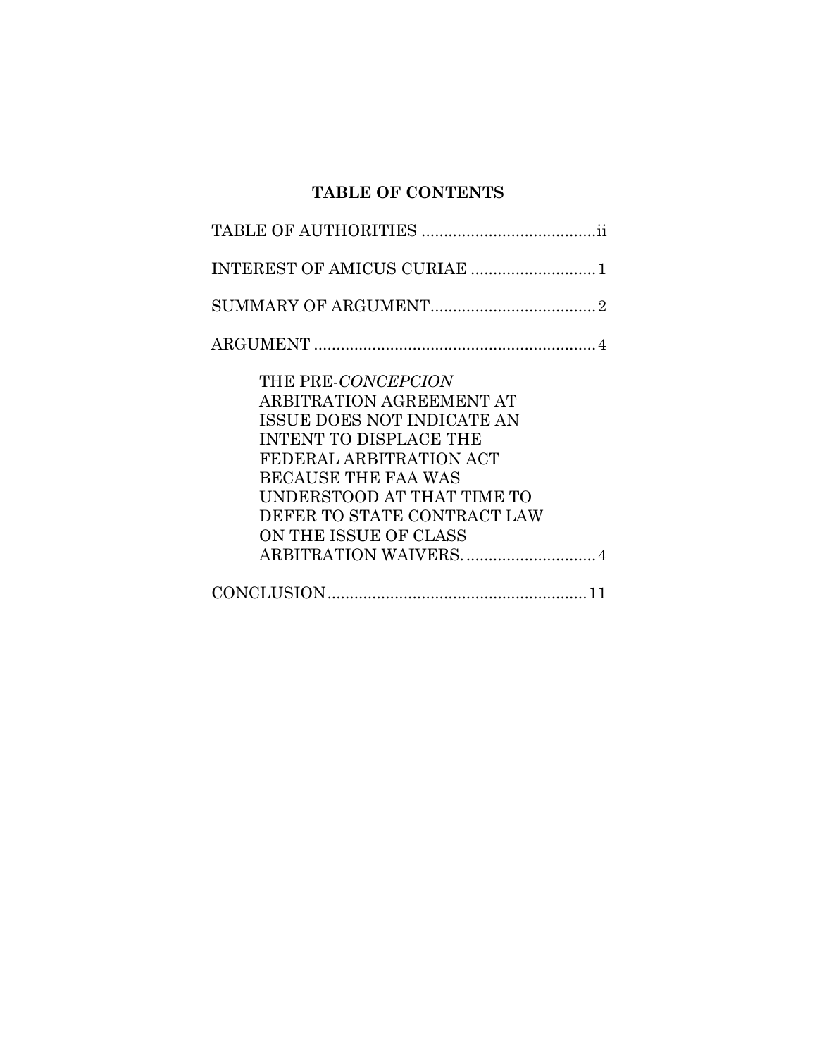**TABLE OF CONTENTS**

TABLE OF AUTHORITIES ....................................... ii

INTEREST OF AMICUS CURIAE ............................ 1

SUMMARY OF ARGUMENT..................................... 2

ARGUMENT ............................................................... 4

THE PRE-*CONCEPCION* ARBITRATION AGREEMENT AT ISSUE DOES NOT INDICATE AN INTENT TO DISPLACE THE FEDERAL ARBITRATION ACT BECAUSE THE FAA WAS UNDERSTOOD AT THAT TIME TO DEFER TO STATE CONTRACT LAW ON THE ISSUE OF CLASS ARBITRATION WAIVERS. ............................. 4

CONCLUSION.......................................................... 11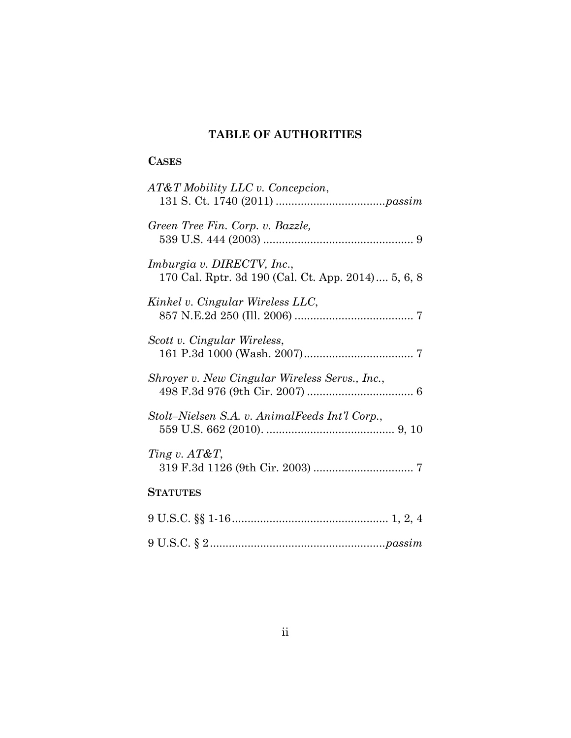# TABLE OF AUTHORITIES

## CASES

*AT&T Mobility LLC v. Concepcion*,
131 S. Ct. 1740 (2011) .................................. *passim*

*Green Tree Fin. Corp. v. Bazzle,*
539 U.S. 444 (2003) ............................................... 9

*Imburgia v. DIRECTV, Inc.*,
170 Cal. Rptr. 3d 190 (Cal. Ct. App. 2014) .... 5, 6, 8

*Kinkel v. Cingular Wireless LLC*,
857 N.E.2d 250 (Ill. 2006) ..................................... 7

*Scott v. Cingular Wireless*,
161 P.3d 1000 (Wash. 2007) .................................. 7

*Shroyer v. New Cingular Wireless Servs., Inc.*,
498 F.3d 976 (9th Cir. 2007) ................................. 6

*Stolt–Nielsen S.A. v. AnimalFeeds Int'l Corp.*,
559 U.S. 662 (2010). ........................................ 9, 10

*Ting v. AT&T*,
319 F.3d 1126 (9th Cir. 2003) ............................... 7

## STATUTES

9 U.S.C. §§ 1-16 ................................................. 1, 2, 4

9 U.S.C. § 2 ....................................................... *passim*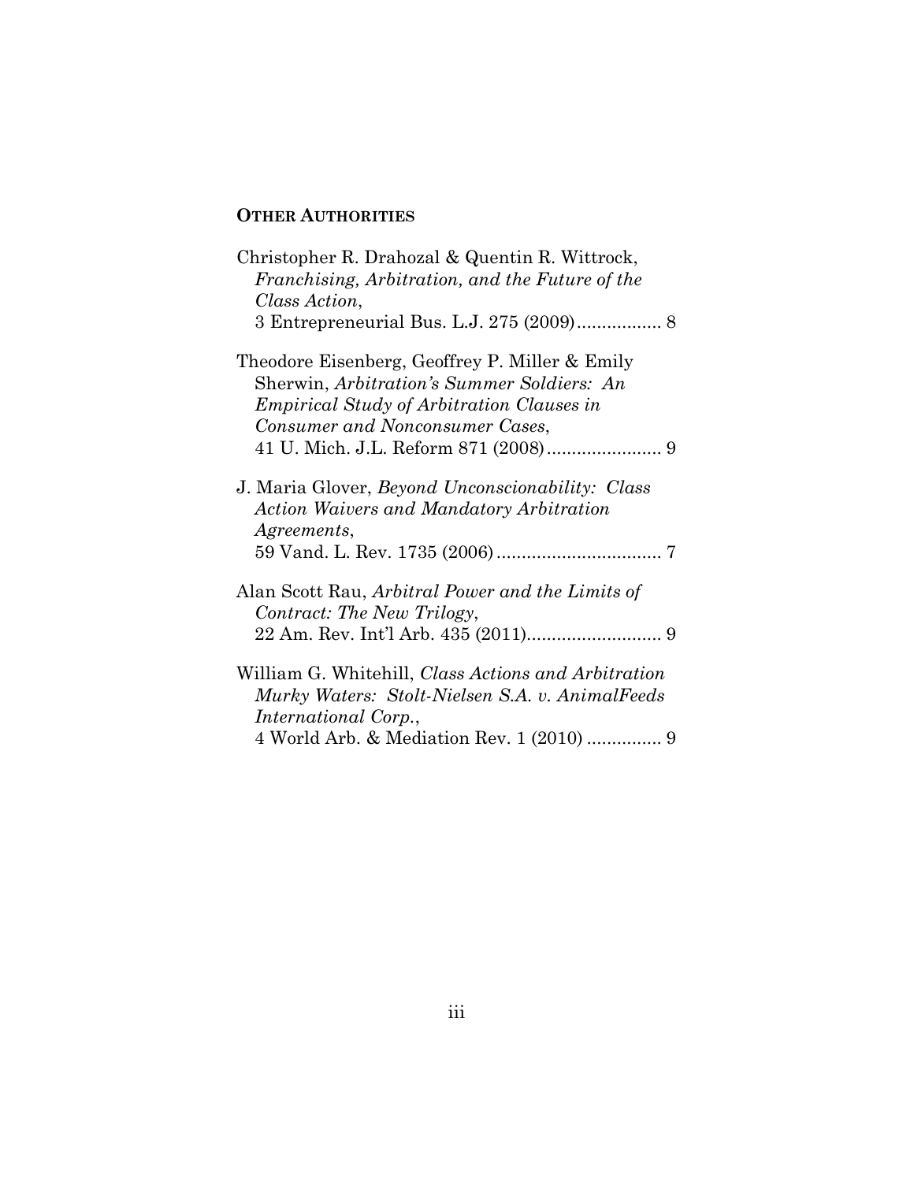## OTHER AUTHORITIES

Christopher R. Drahozal & Quentin R. Wittrock, *Franchising, Arbitration, and the Future of the Class Action*, 3 Entrepreneurial Bus. L.J. 275 (2009)................. 8

Theodore Eisenberg, Geoffrey P. Miller & Emily Sherwin, *Arbitration's Summer Soldiers: An Empirical Study of Arbitration Clauses in Consumer and Nonconsumer Cases*, 41 U. Mich. J.L. Reform 871 (2008)....................... 9

J. Maria Glover, *Beyond Unconscionability: Class Action Waivers and Mandatory Arbitration Agreements*, 59 Vand. L. Rev. 1735 (2006)................................. 7

Alan Scott Rau, *Arbitral Power and the Limits of Contract: The New Trilogy*, 22 Am. Rev. Int'l Arb. 435 (2011)........................... 9

William G. Whitehill, *Class Actions and Arbitration Murky Waters: Stolt-Nielsen S.A. v. AnimalFeeds International Corp.*, 4 World Arb. & Mediation Rev. 1 (2010) ............... 9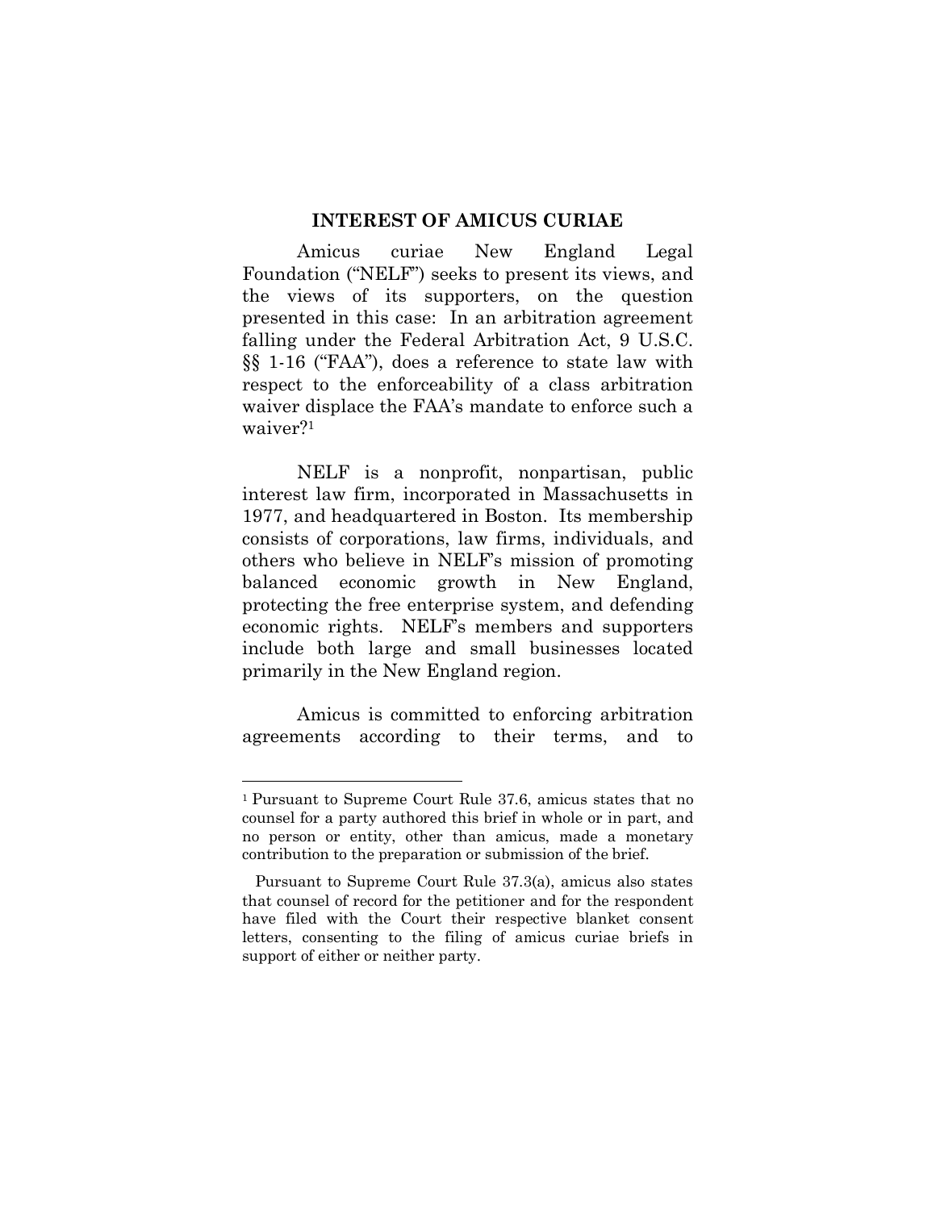## INTEREST OF AMICUS CURIAE

Amicus curiae New England Legal Foundation ("NELF") seeks to present its views, and the views of its supporters, on the question presented in this case: In an arbitration agreement falling under the Federal Arbitration Act, 9 U.S.C. §§ 1-16 ("FAA"), does a reference to state law with respect to the enforceability of a class arbitration waiver displace the FAA's mandate to enforce such a waiver?[1]

NELF is a nonprofit, nonpartisan, public interest law firm, incorporated in Massachusetts in 1977, and headquartered in Boston. Its membership consists of corporations, law firms, individuals, and others who believe in NELF's mission of promoting balanced economic growth in New England, protecting the free enterprise system, and defending economic rights. NELF's members and supporters include both large and small businesses located primarily in the New England region.

Amicus is committed to enforcing arbitration agreements according to their terms, and to

---

[1] Pursuant to Supreme Court Rule 37.6, amicus states that no counsel for a party authored this brief in whole or in part, and no person or entity, other than amicus, made a monetary contribution to the preparation or submission of the brief.

Pursuant to Supreme Court Rule 37.3(a), amicus also states that counsel of record for the petitioner and for the respondent have filed with the Court their respective blanket consent letters, consenting to the filing of amicus curiae briefs in support of either or neither party.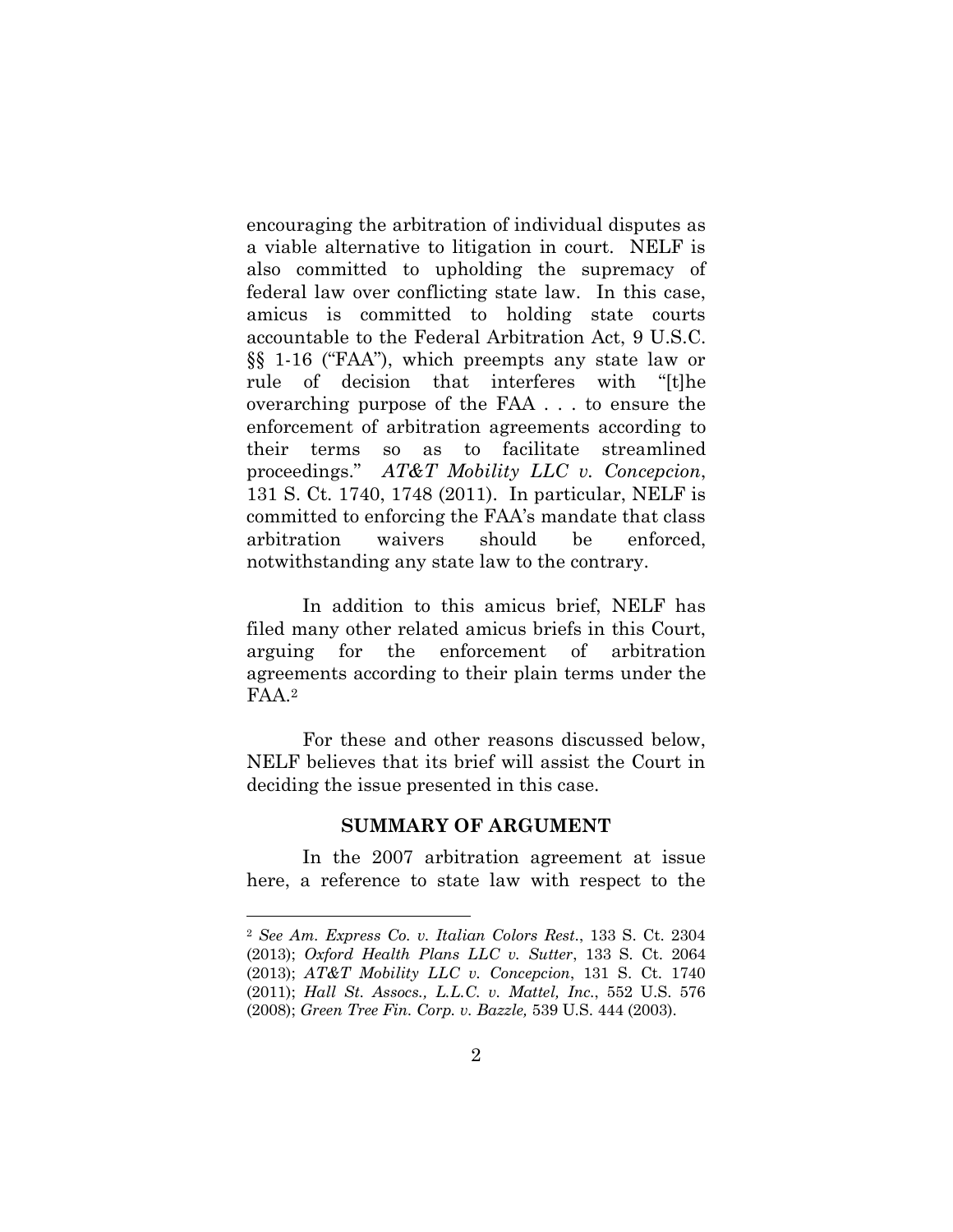encouraging the arbitration of individual disputes as a viable alternative to litigation in court. NELF is also committed to upholding the supremacy of federal law over conflicting state law. In this case, amicus is committed to holding state courts accountable to the Federal Arbitration Act, 9 U.S.C. §§ 1-16 ("FAA"), which preempts any state law or rule of decision that interferes with "[t]he overarching purpose of the FAA . . . to ensure the enforcement of arbitration agreements according to their terms so as to facilitate streamlined proceedings." *AT&T Mobility LLC v. Concepcion*, 131 S. Ct. 1740, 1748 (2011). In particular, NELF is committed to enforcing the FAA's mandate that class arbitration waivers should be enforced, notwithstanding any state law to the contrary.

In addition to this amicus brief, NELF has filed many other related amicus briefs in this Court, arguing for the enforcement of arbitration agreements according to their plain terms under the FAA.[2]

For these and other reasons discussed below, NELF believes that its brief will assist the Court in deciding the issue presented in this case.

## SUMMARY OF ARGUMENT

In the 2007 arbitration agreement at issue here, a reference to state law with respect to the

[2] *See Am. Express Co. v. Italian Colors Rest.*, 133 S. Ct. 2304 (2013); *Oxford Health Plans LLC v. Sutter*, 133 S. Ct. 2064 (2013); *AT&T Mobility LLC v. Concepcion*, 131 S. Ct. 1740 (2011); *Hall St. Assocs., L.L.C. v. Mattel, Inc.*, 552 U.S. 576 (2008); *Green Tree Fin. Corp. v. Bazzle,* 539 U.S. 444 (2003).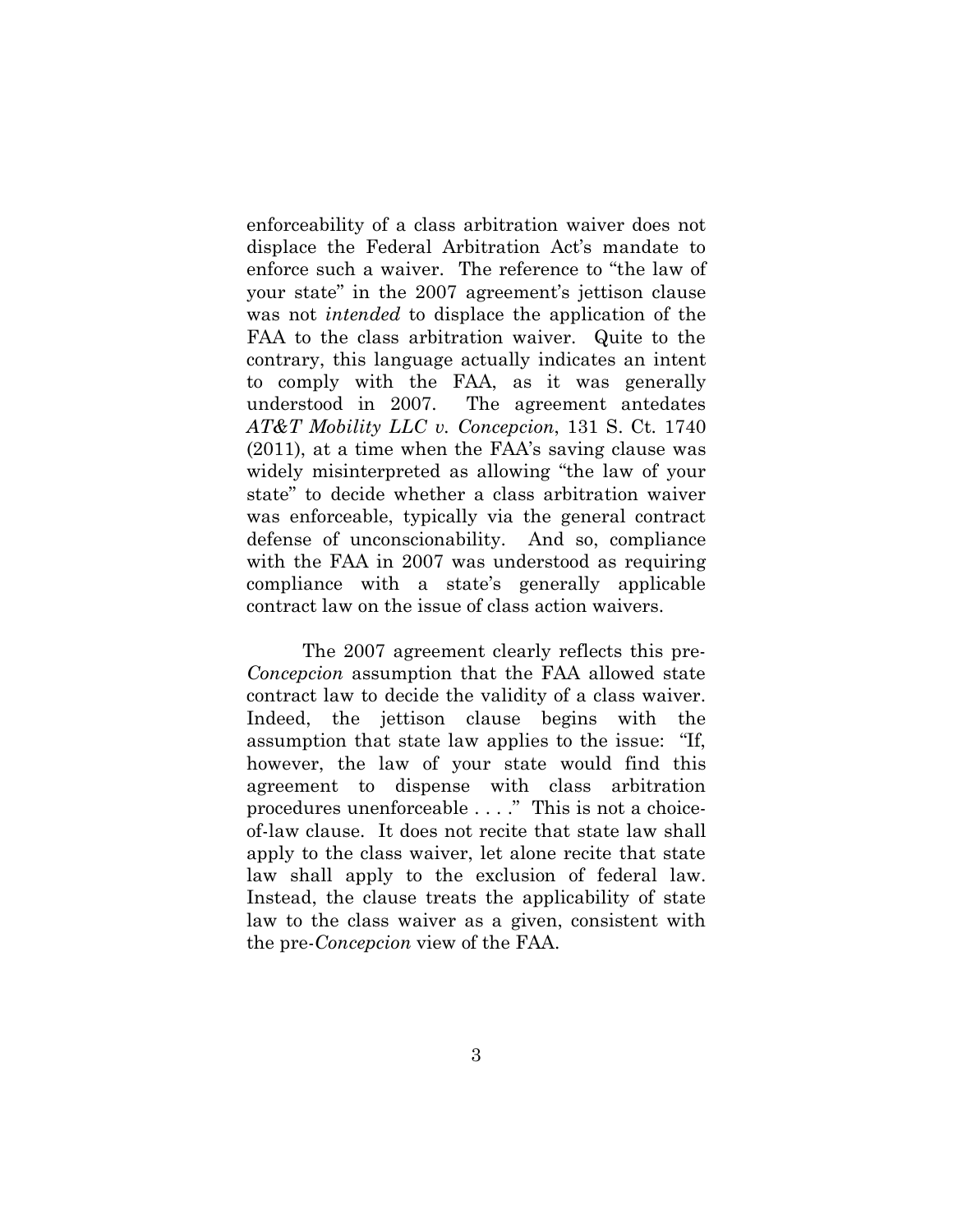enforceability of a class arbitration waiver does not displace the Federal Arbitration Act's mandate to enforce such a waiver. The reference to "the law of your state" in the 2007 agreement's jettison clause was not *intended* to displace the application of the FAA to the class arbitration waiver. Quite to the contrary, this language actually indicates an intent to comply with the FAA, as it was generally understood in 2007. The agreement antedates *AT&T Mobility LLC v. Concepcion*, 131 S. Ct. 1740 (2011), at a time when the FAA's saving clause was widely misinterpreted as allowing "the law of your state" to decide whether a class arbitration waiver was enforceable, typically via the general contract defense of unconscionability. And so, compliance with the FAA in 2007 was understood as requiring compliance with a state's generally applicable contract law on the issue of class action waivers.

The 2007 agreement clearly reflects this pre-*Concepcion* assumption that the FAA allowed state contract law to decide the validity of a class waiver. Indeed, the jettison clause begins with the assumption that state law applies to the issue: "If, however, the law of your state would find this agreement to dispense with class arbitration procedures unenforceable . . . ." This is not a choice-of-law clause. It does not recite that state law shall apply to the class waiver, let alone recite that state law shall apply to the exclusion of federal law. Instead, the clause treats the applicability of state law to the class waiver as a given, consistent with the pre-*Concepcion* view of the FAA.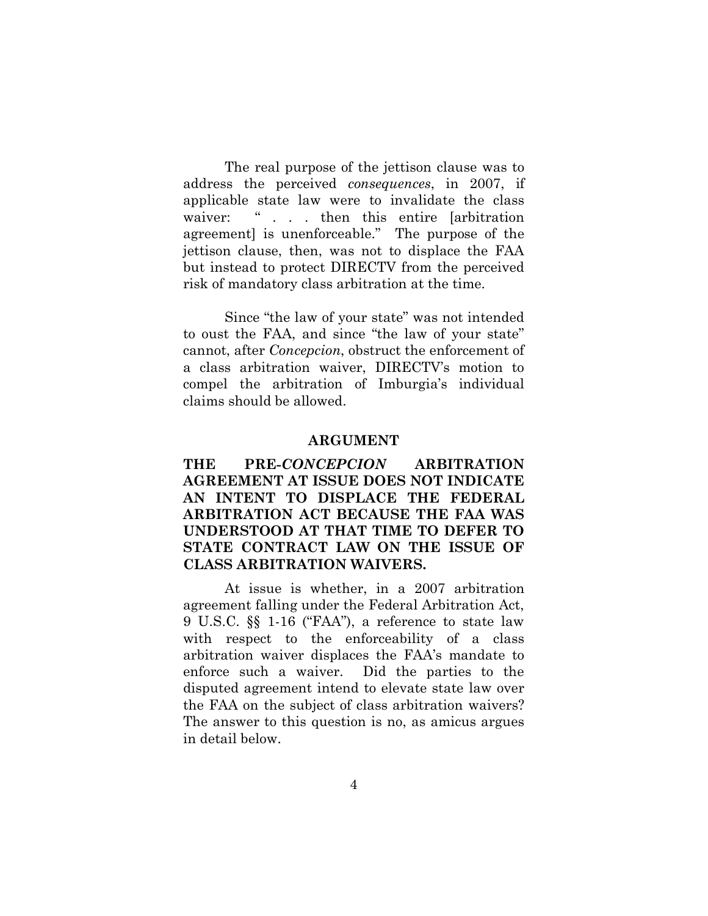The real purpose of the jettison clause was to address the perceived *consequences*, in 2007, if applicable state law were to invalidate the class waiver: " . . . then this entire [arbitration agreement] is unenforceable." The purpose of the jettison clause, then, was not to displace the FAA but instead to protect DIRECTV from the perceived risk of mandatory class arbitration at the time.

Since "the law of your state" was not intended to oust the FAA, and since "the law of your state" cannot, after *Concepcion*, obstruct the enforcement of a class arbitration waiver, DIRECTV's motion to compel the arbitration of Imburgia's individual claims should be allowed.

## ARGUMENT

### THE PRE-*CONCEPCION* ARBITRATION AGREEMENT AT ISSUE DOES NOT INDICATE AN INTENT TO DISPLACE THE FEDERAL ARBITRATION ACT BECAUSE THE FAA WAS UNDERSTOOD AT THAT TIME TO DEFER TO STATE CONTRACT LAW ON THE ISSUE OF CLASS ARBITRATION WAIVERS.

At issue is whether, in a 2007 arbitration agreement falling under the Federal Arbitration Act, 9 U.S.C. §§ 1-16 ("FAA"), a reference to state law with respect to the enforceability of a class arbitration waiver displaces the FAA's mandate to enforce such a waiver. Did the parties to the disputed agreement intend to elevate state law over the FAA on the subject of class arbitration waivers? The answer to this question is no, as amicus argues in detail below.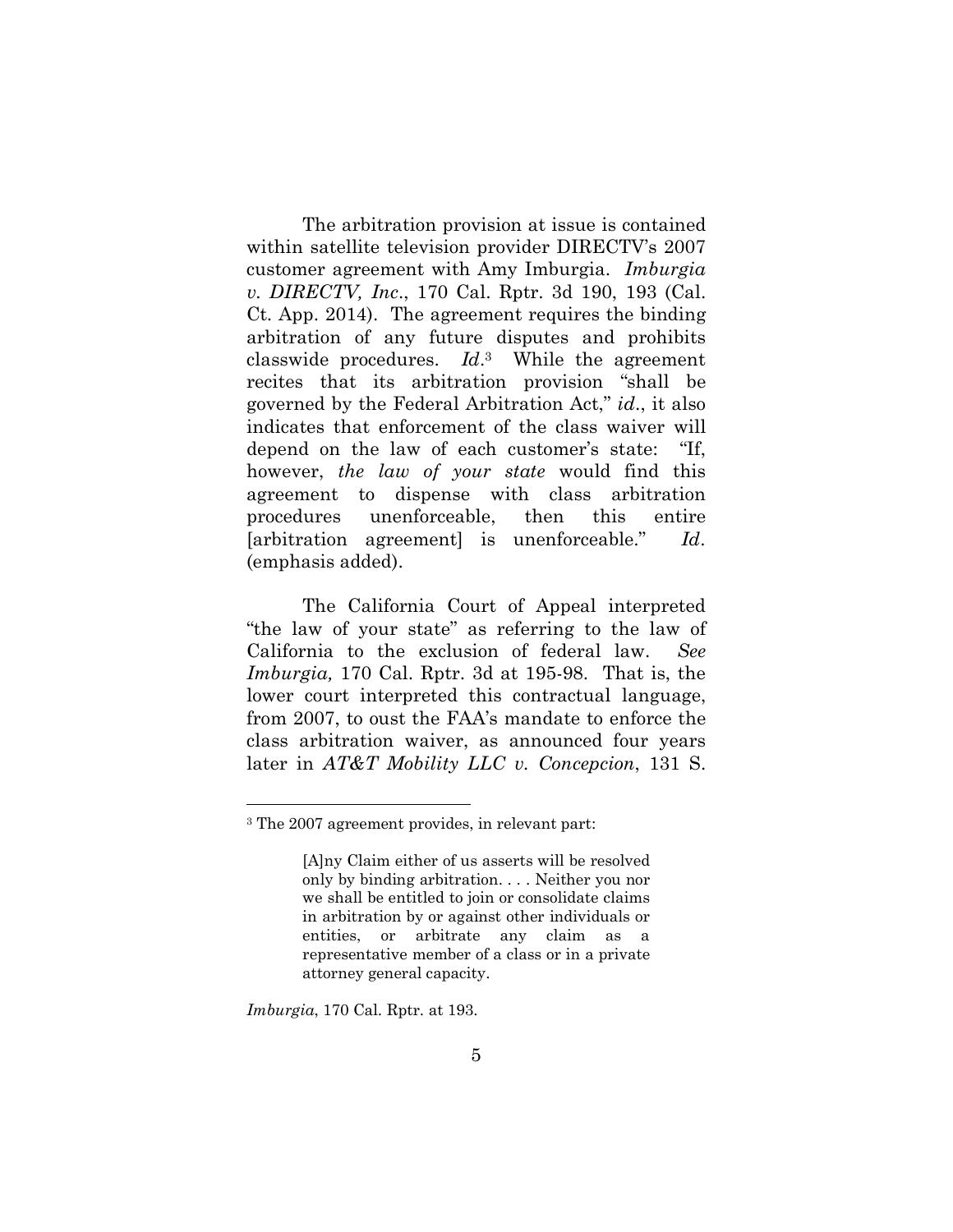The arbitration provision at issue is contained within satellite television provider DIRECTV's 2007 customer agreement with Amy Imburgia. *Imburgia v. DIRECTV, Inc.*, 170 Cal. Rptr. 3d 190, 193 (Cal. Ct. App. 2014). The agreement requires the binding arbitration of any future disputes and prohibits classwide procedures. *Id*.[3] While the agreement recites that its arbitration provision "shall be governed by the Federal Arbitration Act," *id*., it also indicates that enforcement of the class waiver will depend on the law of each customer's state: "If, however, *the law of your state* would find this agreement to dispense with class arbitration procedures unenforceable, then this entire [arbitration agreement] is unenforceable." *Id*. (emphasis added).

The California Court of Appeal interpreted "the law of your state" as referring to the law of California to the exclusion of federal law. *See Imburgia,* 170 Cal. Rptr. 3d at 195-98. That is, the lower court interpreted this contractual language, from 2007, to oust the FAA's mandate to enforce the class arbitration waiver, as announced four years later in *AT&T Mobility LLC v. Concepcion*, 131 S.

---

[3] The 2007 agreement provides, in relevant part:

> [A]ny Claim either of us asserts will be resolved only by binding arbitration. . . . Neither you nor we shall be entitled to join or consolidate claims in arbitration by or against other individuals or entities, or arbitrate any claim as a representative member of a class or in a private attorney general capacity.

*Imburgia*, 170 Cal. Rptr. at 193.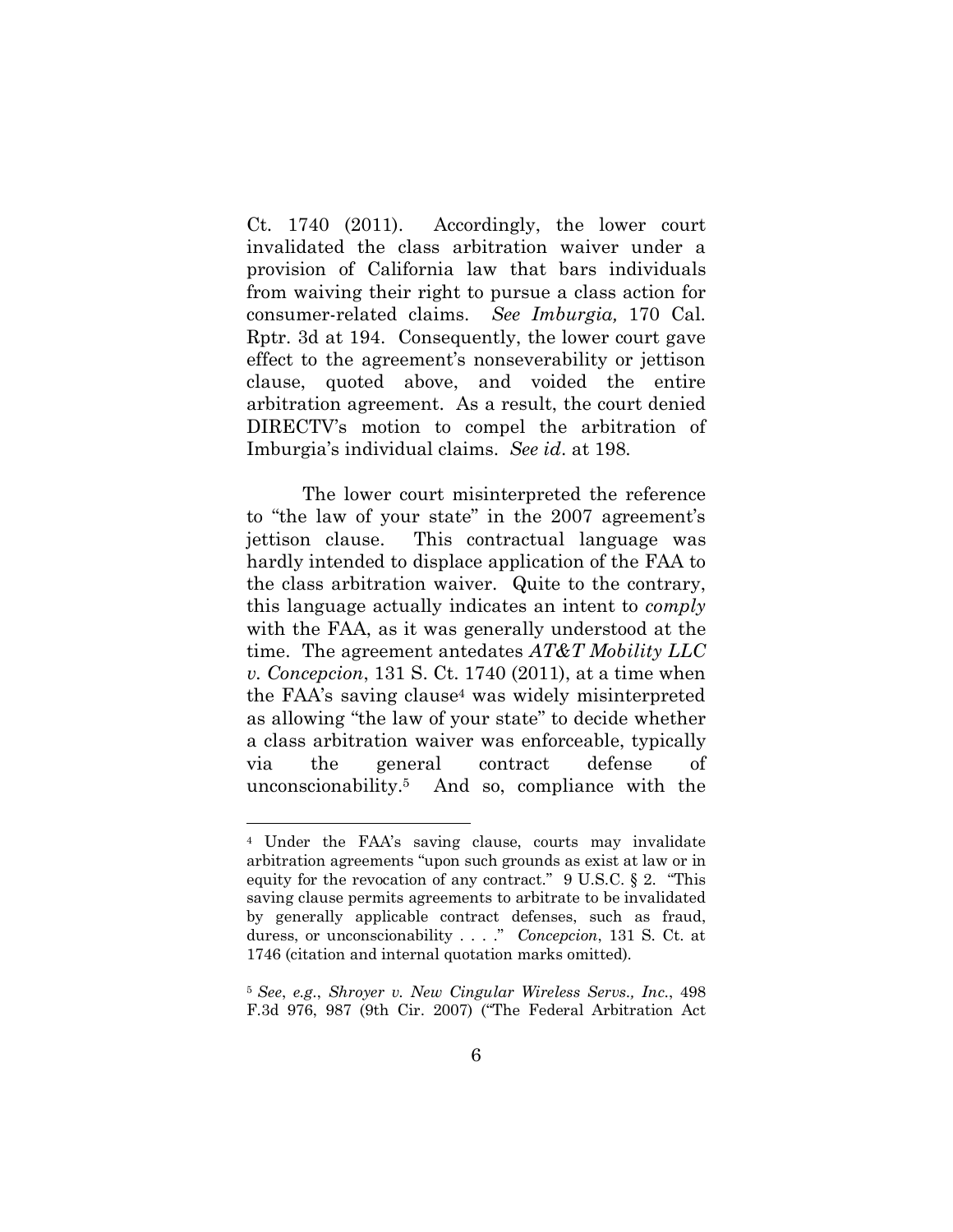Ct. 1740 (2011). Accordingly, the lower court invalidated the class arbitration waiver under a provision of California law that bars individuals from waiving their right to pursue a class action for consumer-related claims. *See Imburgia,* 170 Cal. Rptr. 3d at 194. Consequently, the lower court gave effect to the agreement's nonseverability or jettison clause, quoted above, and voided the entire arbitration agreement. As a result, the court denied DIRECTV's motion to compel the arbitration of Imburgia's individual claims. *See id*. at 198.

The lower court misinterpreted the reference to "the law of your state" in the 2007 agreement's jettison clause. This contractual language was hardly intended to displace application of the FAA to the class arbitration waiver. Quite to the contrary, this language actually indicates an intent to *comply* with the FAA, as it was generally understood at the time. The agreement antedates *AT&T Mobility LLC v. Concepcion*, 131 S. Ct. 1740 (2011), at a time when the FAA's saving clause[4] was widely misinterpreted as allowing "the law of your state" to decide whether a class arbitration waiver was enforceable, typically via the general contract defense of unconscionability.[5] And so, compliance with the

---

[4] Under the FAA's saving clause, courts may invalidate arbitration agreements "upon such grounds as exist at law or in equity for the revocation of any contract." 9 U.S.C. § 2. "This saving clause permits agreements to arbitrate to be invalidated by generally applicable contract defenses, such as fraud, duress, or unconscionability . . . ." *Concepcion*, 131 S. Ct. at 1746 (citation and internal quotation marks omitted).

[5] *See*, *e.g*., *Shroyer v. New Cingular Wireless Servs., Inc.*, 498 F.3d 976, 987 (9th Cir. 2007) ("The Federal Arbitration Act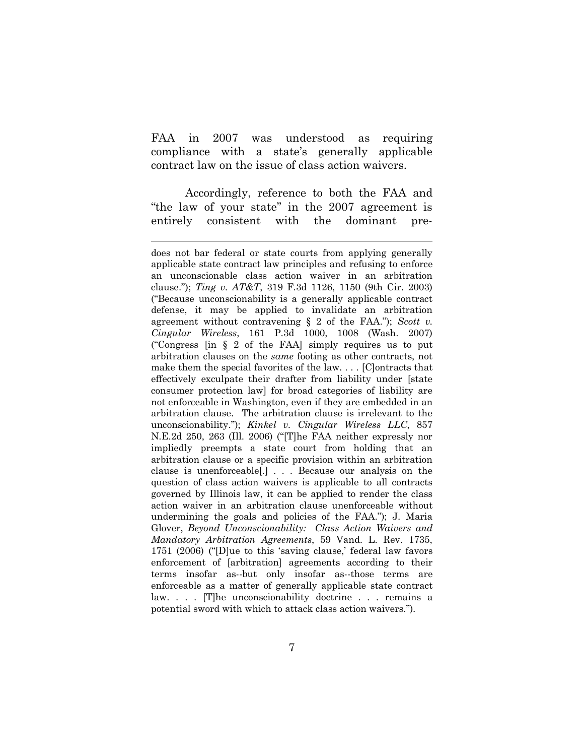FAA in 2007 was understood as requiring compliance with a state's generally applicable contract law on the issue of class action waivers.

Accordingly, reference to both the FAA and "the law of your state" in the 2007 agreement is entirely consistent with the dominant pre-

---

does not bar federal or state courts from applying generally applicable state contract law principles and refusing to enforce an unconscionable class action waiver in an arbitration clause."); *Ting v. AT&T*, 319 F.3d 1126, 1150 (9th Cir. 2003) ("Because unconscionability is a generally applicable contract defense, it may be applied to invalidate an arbitration agreement without contravening § 2 of the FAA."); *Scott v. Cingular Wireless*, 161 P.3d 1000, 1008 (Wash. 2007) ("Congress [in § 2 of the FAA] simply requires us to put arbitration clauses on the *same* footing as other contracts, not make them the special favorites of the law. . . . [C]ontracts that effectively exculpate their drafter from liability under [state consumer protection law] for broad categories of liability are not enforceable in Washington, even if they are embedded in an arbitration clause. The arbitration clause is irrelevant to the unconscionability."); *Kinkel v. Cingular Wireless LLC*, 857 N.E.2d 250, 263 (Ill. 2006) ("[T]he FAA neither expressly nor impliedly preempts a state court from holding that an arbitration clause or a specific provision within an arbitration clause is unenforceable[.] . . . Because our analysis on the question of class action waivers is applicable to all contracts governed by Illinois law, it can be applied to render the class action waiver in an arbitration clause unenforceable without undermining the goals and policies of the FAA."); J. Maria Glover, *Beyond Unconscionability: Class Action Waivers and Mandatory Arbitration Agreements*, 59 Vand. L. Rev. 1735, 1751 (2006) ("[D]ue to this 'saving clause,' federal law favors enforcement of [arbitration] agreements according to their terms insofar as--but only insofar as--those terms are enforceable as a matter of generally applicable state contract law. . . . [T]he unconscionability doctrine . . . remains a potential sword with which to attack class action waivers.").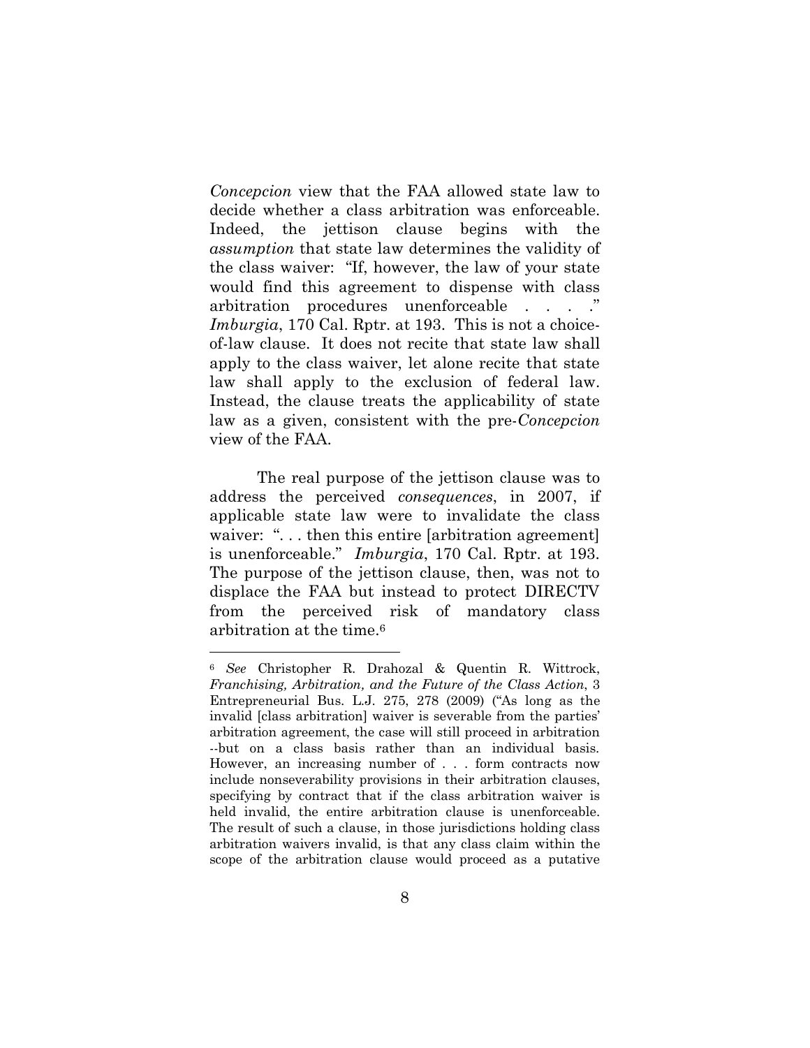*Concepcion* view that the FAA allowed state law to decide whether a class arbitration was enforceable. Indeed, the jettison clause begins with the *assumption* that state law determines the validity of the class waiver: "If, however, the law of your state would find this agreement to dispense with class arbitration procedures unenforceable . . . ." *Imburgia*, 170 Cal. Rptr. at 193. This is not a choice-of-law clause. It does not recite that state law shall apply to the class waiver, let alone recite that state law shall apply to the exclusion of federal law. Instead, the clause treats the applicability of state law as a given, consistent with the pre-*Concepcion* view of the FAA.

The real purpose of the jettison clause was to address the perceived *consequences*, in 2007, if applicable state law were to invalidate the class waiver: ". . . then this entire [arbitration agreement] is unenforceable." *Imburgia*, 170 Cal. Rptr. at 193. The purpose of the jettison clause, then, was not to displace the FAA but instead to protect DIRECTV from the perceived risk of mandatory class arbitration at the time.[6]

---

[6] *See* Christopher R. Drahozal & Quentin R. Wittrock, *Franchising, Arbitration, and the Future of the Class Action*, 3 Entrepreneurial Bus. L.J. 275, 278 (2009) ("As long as the invalid [class arbitration] waiver is severable from the parties' arbitration agreement, the case will still proceed in arbitration --but on a class basis rather than an individual basis. However, an increasing number of . . . form contracts now include nonseverability provisions in their arbitration clauses, specifying by contract that if the class arbitration waiver is held invalid, the entire arbitration clause is unenforceable. The result of such a clause, in those jurisdictions holding class arbitration waivers invalid, is that any class claim within the scope of the arbitration clause would proceed as a putative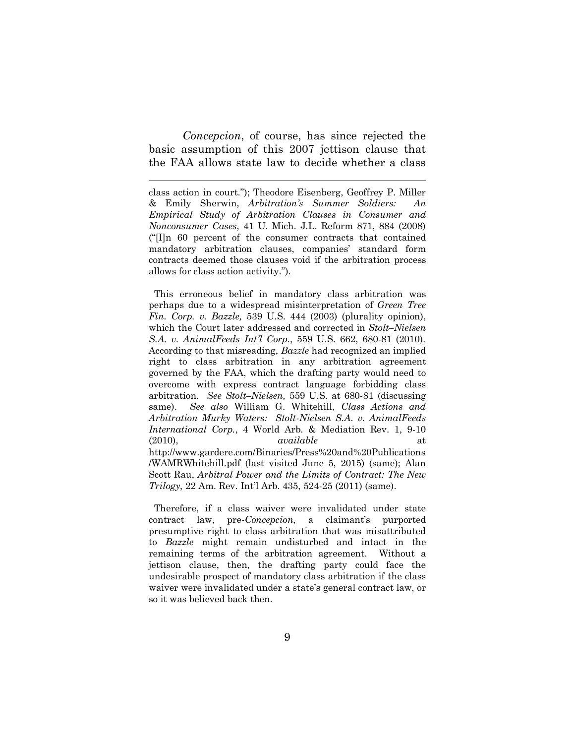*Concepcion*, of course, has since rejected the basic assumption of this 2007 jettison clause that the FAA allows state law to decide whether a class

---

class action in court."); Theodore Eisenberg, Geoffrey P. Miller & Emily Sherwin, *Arbitration's Summer Soldiers: An Empirical Study of Arbitration Clauses in Consumer and Nonconsumer Cases*, 41 U. Mich. J.L. Reform 871, 884 (2008) ("[I]n 60 percent of the consumer contracts that contained mandatory arbitration clauses, companies' standard form contracts deemed those clauses void if the arbitration process allows for class action activity.").

This erroneous belief in mandatory class arbitration was perhaps due to a widespread misinterpretation of *Green Tree Fin. Corp. v. Bazzle,* 539 U.S. 444 (2003) (plurality opinion), which the Court later addressed and corrected in *Stolt–Nielsen S.A. v. AnimalFeeds Int'l Corp.*, 559 U.S. 662, 680-81 (2010). According to that misreading, *Bazzle* had recognized an implied right to class arbitration in any arbitration agreement governed by the FAA, which the drafting party would need to overcome with express contract language forbidding class arbitration. *See Stolt–Nielsen,* 559 U.S. at 680-81 (discussing same). *See also* William G. Whitehill, *Class Actions and Arbitration Murky Waters: Stolt-Nielsen S.A. v. AnimalFeeds International Corp.*, 4 World Arb. & Mediation Rev. 1, 9-10 (2010), *available* at http://www.gardere.com/Binaries/Press%20and%20Publications/WAMRWhitehill.pdf (last visited June 5, 2015) (same); Alan Scott Rau, *Arbitral Power and the Limits of Contract: The New Trilogy*, 22 Am. Rev. Int'l Arb. 435, 524-25 (2011) (same).

Therefore, if a class waiver were invalidated under state contract law, pre-*Concepcion*, a claimant's purported presumptive right to class arbitration that was misattributed to *Bazzle* might remain undisturbed and intact in the remaining terms of the arbitration agreement. Without a jettison clause, then, the drafting party could face the undesirable prospect of mandatory class arbitration if the class waiver were invalidated under a state's general contract law, or so it was believed back then.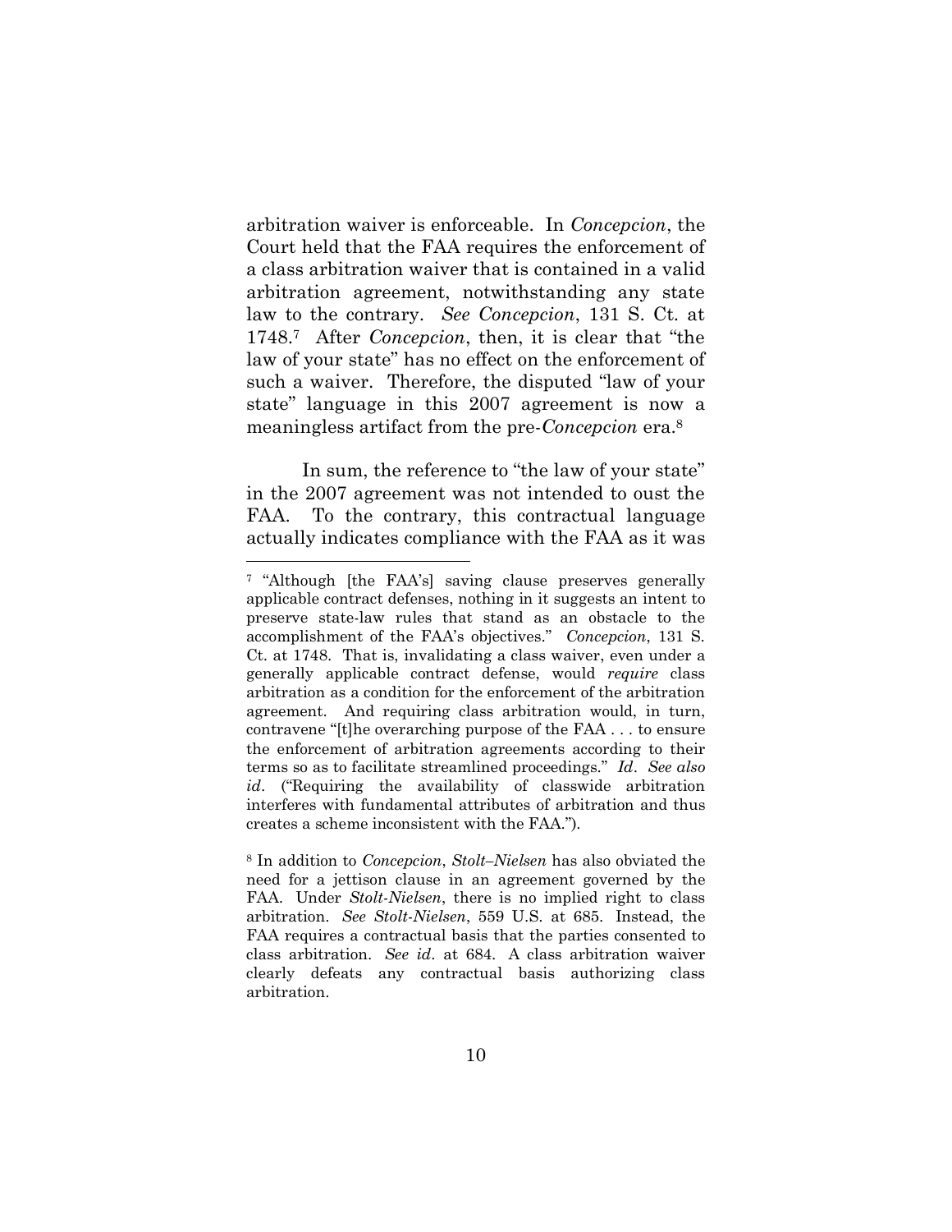arbitration waiver is enforceable. In *Concepcion*, the Court held that the FAA requires the enforcement of a class arbitration waiver that is contained in a valid arbitration agreement, notwithstanding any state law to the contrary. *See Concepcion*, 131 S. Ct. at 1748.[7] After *Concepcion*, then, it is clear that "the law of your state" has no effect on the enforcement of such a waiver. Therefore, the disputed "law of your state" language in this 2007 agreement is now a meaningless artifact from the pre-*Concepcion* era.[8]

In sum, the reference to "the law of your state" in the 2007 agreement was not intended to oust the FAA. To the contrary, this contractual language actually indicates compliance with the FAA as it was

---

[7] "Although [the FAA's] saving clause preserves generally applicable contract defenses, nothing in it suggests an intent to preserve state-law rules that stand as an obstacle to the accomplishment of the FAA's objectives." *Concepcion*, 131 S. Ct. at 1748. That is, invalidating a class waiver, even under a generally applicable contract defense, would *require* class arbitration as a condition for the enforcement of the arbitration agreement. And requiring class arbitration would, in turn, contravene "[t]he overarching purpose of the FAA . . . to ensure the enforcement of arbitration agreements according to their terms so as to facilitate streamlined proceedings." *Id*. *See also id*. ("Requiring the availability of classwide arbitration interferes with fundamental attributes of arbitration and thus creates a scheme inconsistent with the FAA.").

[8] In addition to *Concepcion*, *Stolt–Nielsen* has also obviated the need for a jettison clause in an agreement governed by the FAA. Under *Stolt-Nielsen*, there is no implied right to class arbitration. *See Stolt-Nielsen*, 559 U.S. at 685. Instead, the FAA requires a contractual basis that the parties consented to class arbitration. *See id*. at 684. A class arbitration waiver clearly defeats any contractual basis authorizing class arbitration.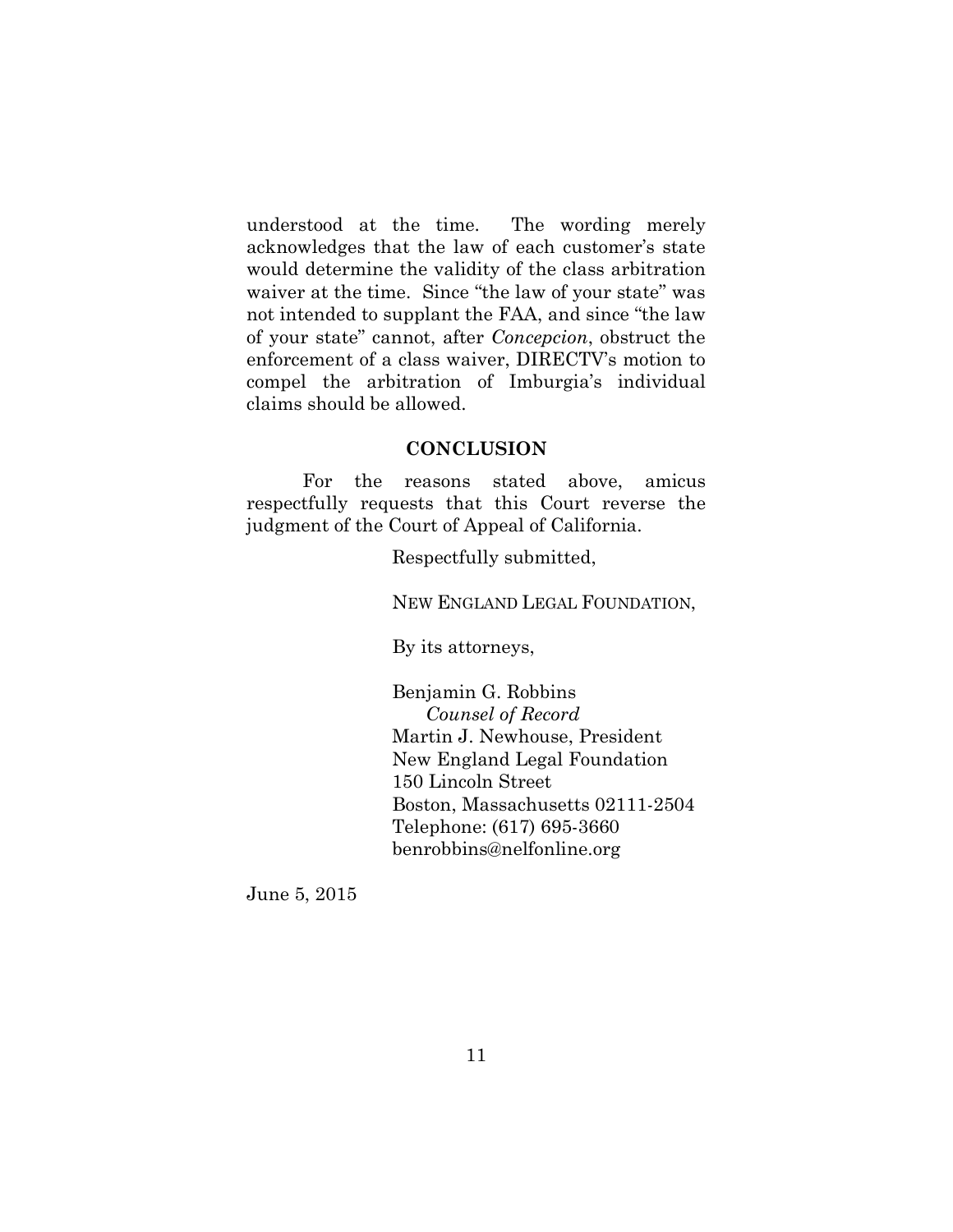understood at the time. The wording merely acknowledges that the law of each customer's state would determine the validity of the class arbitration waiver at the time. Since "the law of your state" was not intended to supplant the FAA, and since "the law of your state" cannot, after *Concepcion*, obstruct the enforcement of a class waiver, DIRECTV's motion to compel the arbitration of Imburgia's individual claims should be allowed.

## CONCLUSION

For the reasons stated above, amicus respectfully requests that this Court reverse the judgment of the Court of Appeal of California.

Respectfully submitted,

NEW ENGLAND LEGAL FOUNDATION,

By its attorneys,

Benjamin G. Robbins
*Counsel of Record*
Martin J. Newhouse, President
New England Legal Foundation
150 Lincoln Street
Boston, Massachusetts 02111-2504
Telephone: (617) 695-3660
benrobbins@nelfonline.org

June 5, 2015